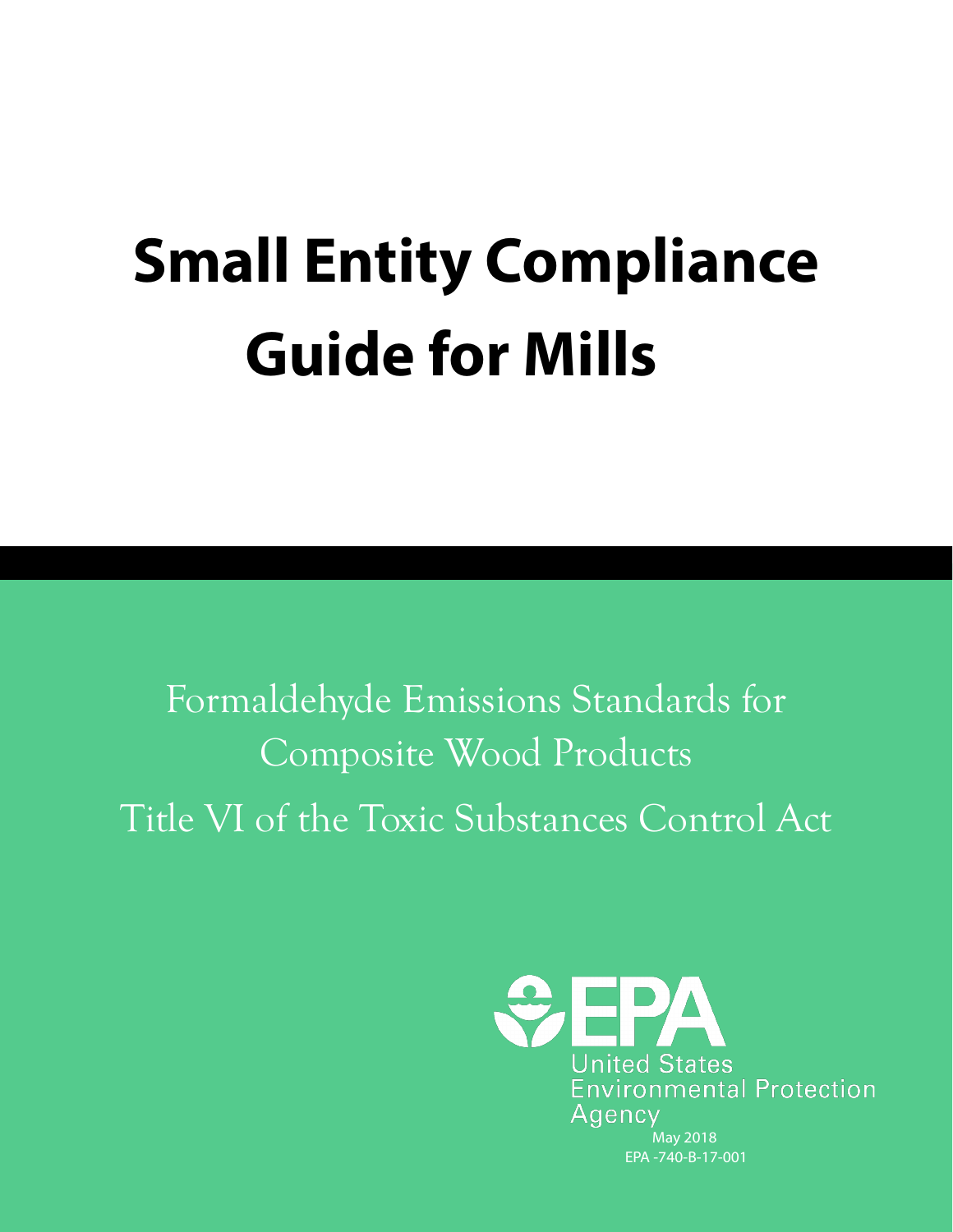# Small Entity Compliance Guide for Mills

Formaldehyde Emissions Standards for Composite Wood Products

Title VI of the Toxic Substances Control Act

United States Environmental Protection Agency

May 2018

EPA -740-B-17-001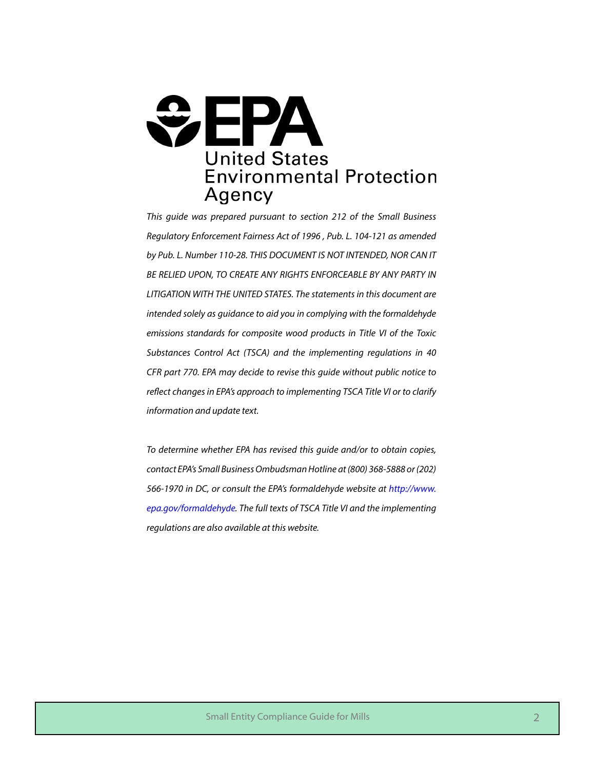United States Environmental Protection Agency

*This guide was prepared pursuant to section 212 of the Small Business Regulatory Enforcement Fairness Act of 1996 , Pub. L. 104-121 as amended by Pub. L. Number 110-28. THIS DOCUMENT IS NOT INTENDED, NOR CAN IT BE RELIED UPON, TO CREATE ANY RIGHTS ENFORCEABLE BY ANY PARTY IN LITIGATION WITH THE UNITED STATES. The statements in this document are intended solely as guidance to aid you in complying with the formaldehyde emissions standards for composite wood products in Title VI of the Toxic Substances Control Act (TSCA) and the implementing regulations in 40 CFR part 770. EPA may decide to revise this guide without public notice to reflect changes in EPA's approach to implementing TSCA Title VI or to clarify information and update text.*

*To determine whether EPA has revised this guide and/or to obtain copies, contact EPA's Small Business Ombudsman Hotline at (800) 368-5888 or (202) 566-1970 in DC, or consult the EPA's formaldehyde website at [http://www.epa.gov/formaldehyde](http://www.epa.gov/formaldehyde). The full texts of TSCA Title VI and the implementing regulations are also available at this website.*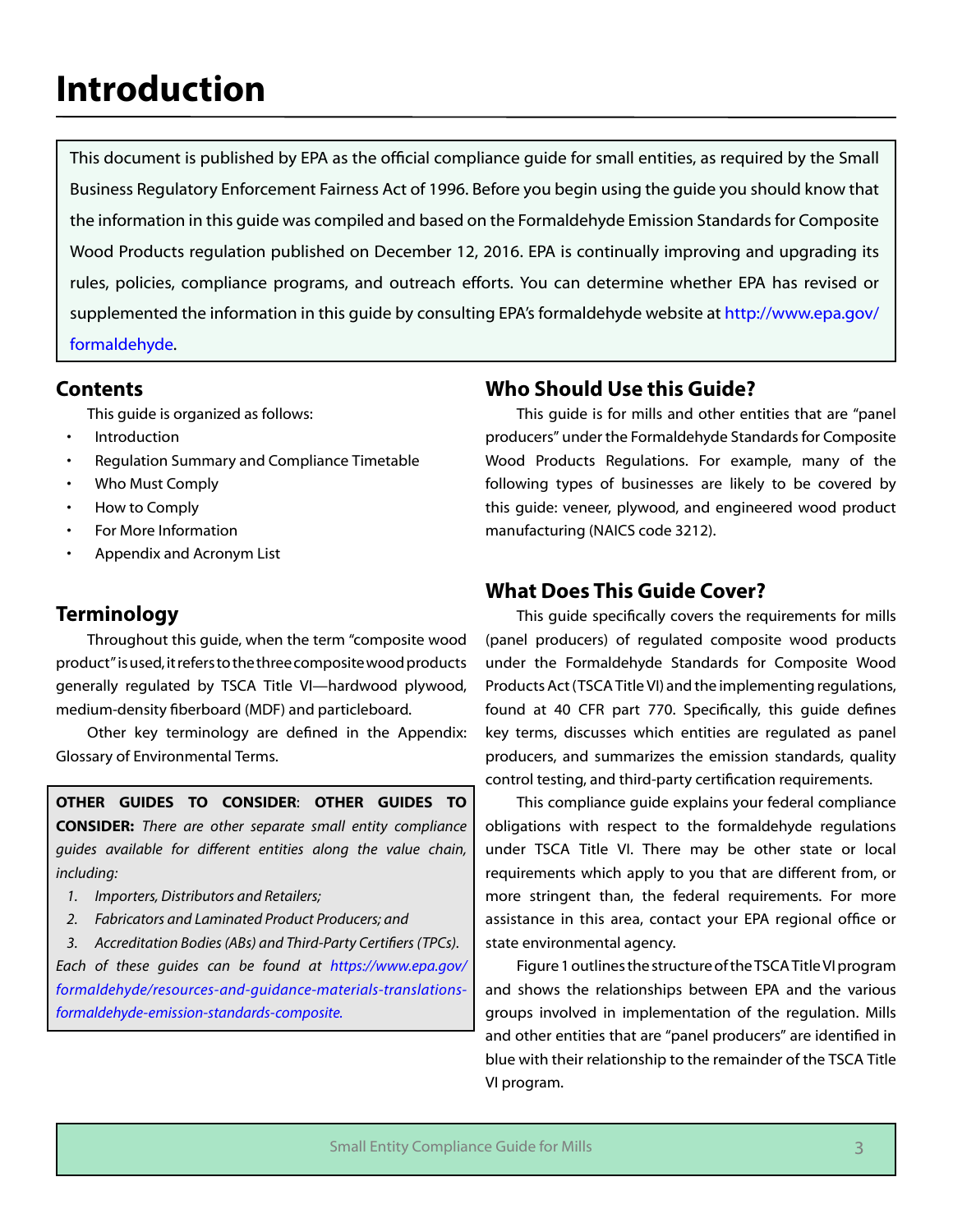# Introduction

This document is published by EPA as the official compliance guide for small entities, as required by the Small Business Regulatory Enforcement Fairness Act of 1996. Before you begin using the guide you should know that the information in this guide was compiled and based on the Formaldehyde Emission Standards for Composite Wood Products regulation published on December 12, 2016. EPA is continually improving and upgrading its rules, policies, compliance programs, and outreach efforts. You can determine whether EPA has revised or supplemented the information in this guide by consulting EPA's formaldehyde website at http://www.epa.gov/formaldehyde.

## Contents

This guide is organized as follows:

- Introduction
- Regulation Summary and Compliance Timetable
- Who Must Comply
- How to Comply
- For More Information
- Appendix and Acronym List

## Terminology

Throughout this guide, when the term "composite wood product" is used, it refers to the three composite wood products generally regulated by TSCA Title VI—hardwood plywood, medium-density fiberboard (MDF) and particleboard.

Other key terminology are defined in the Appendix: Glossary of Environmental Terms.

**OTHER GUIDES TO CONSIDER**: **OTHER GUIDES TO CONSIDER:** *There are other separate small entity compliance guides available for different entities along the value chain, including:*

1. *Importers, Distributors and Retailers;*
2. *Fabricators and Laminated Product Producers; and*
3. *Accreditation Bodies (ABs) and Third-Party Certifiers (TPCs).*

*Each of these guides can be found at https://www.epa.gov/formaldehyde/resources-and-guidance-materials-translations-formaldehyde-emission-standards-composite.*

## Who Should Use this Guide?

This guide is for mills and other entities that are "panel producers" under the Formaldehyde Standards for Composite Wood Products Regulations. For example, many of the following types of businesses are likely to be covered by this guide: veneer, plywood, and engineered wood product manufacturing (NAICS code 3212).

## What Does This Guide Cover?

This guide specifically covers the requirements for mills (panel producers) of regulated composite wood products under the Formaldehyde Standards for Composite Wood Products Act (TSCA Title VI) and the implementing regulations, found at 40 CFR part 770. Specifically, this guide defines key terms, discusses which entities are regulated as panel producers, and summarizes the emission standards, quality control testing, and third-party certification requirements.

This compliance guide explains your federal compliance obligations with respect to the formaldehyde regulations under TSCA Title VI. There may be other state or local requirements which apply to you that are different from, or more stringent than, the federal requirements. For more assistance in this area, contact your EPA regional office or state environmental agency.

Figure 1 outlines the structure of the TSCA Title VI program and shows the relationships between EPA and the various groups involved in implementation of the regulation. Mills and other entities that are "panel producers" are identified in blue with their relationship to the remainder of the TSCA Title VI program.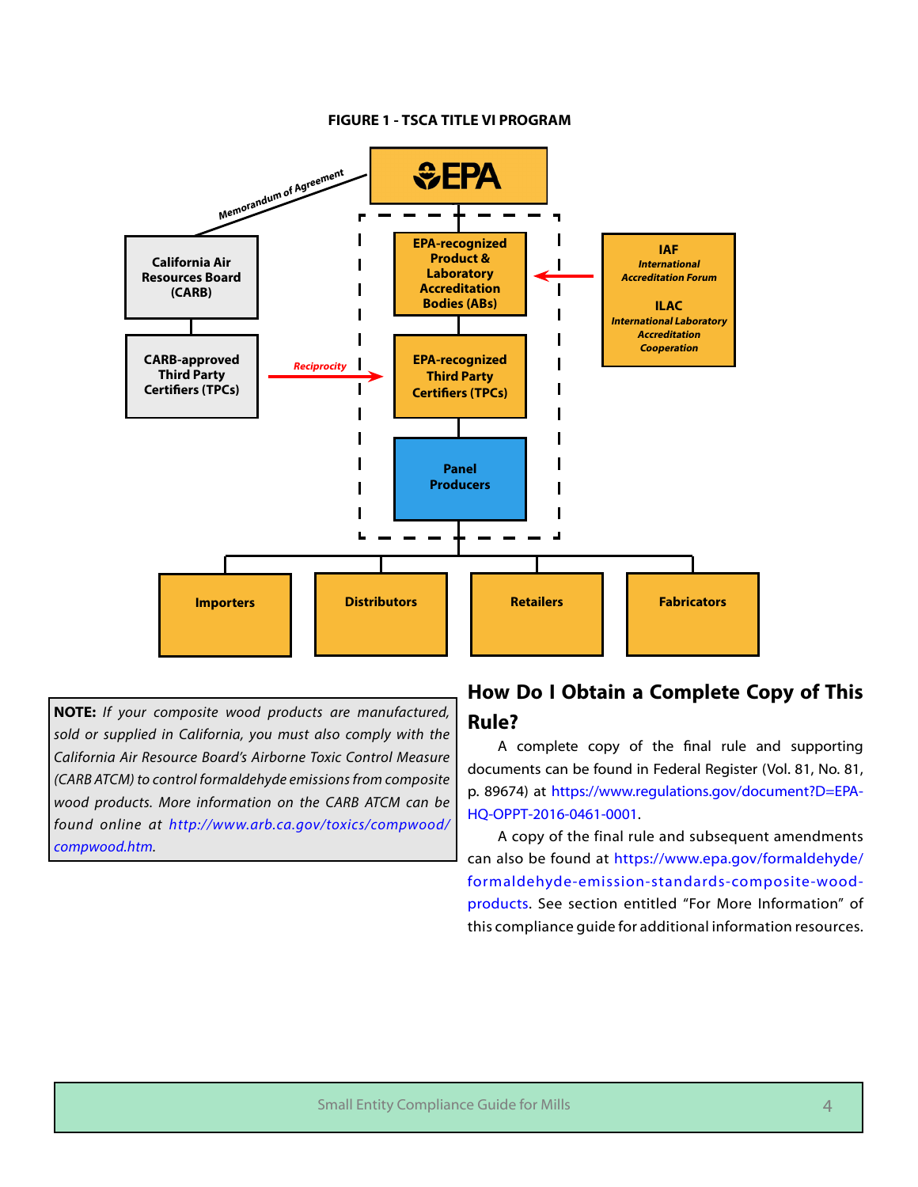**FIGURE 1 - TSCA TITLE VI PROGRAM**

EPA

Memorandum of Agreement

California Air Resources Board (CARB)

CARB-approved Third Party Certifiers (TPCs)

Reciprocity

EPA-recognized Product & Laboratory Accreditation Bodies (ABs)

EPA-recognized Third Party Certifiers (TPCs)

Panel Producers

IAF
*International Accreditation Forum*

ILAC
*International Laboratory Accreditation Cooperation*

Importers

Distributors

Retailers

Fabricators

> **NOTE:** *If your composite wood products are manufactured, sold or supplied in California, you must also comply with the California Air Resource Board's Airborne Toxic Control Measure (CARB ATCM) to control formaldehyde emissions from composite wood products. More information on the CARB ATCM can be found online at http://www.arb.ca.gov/toxics/compwood/compwood.htm.*

## How Do I Obtain a Complete Copy of This Rule?

A complete copy of the final rule and supporting documents can be found in Federal Register (Vol. 81, No. 81, p. 89674) at https://www.regulations.gov/document?D=EPA-HQ-OPPT-2016-0461-0001.

A copy of the final rule and subsequent amendments can also be found at https://www.epa.gov/formaldehyde/formaldehyde-emission-standards-composite-wood-products. See section entitled "For More Information" of this compliance guide for additional information resources.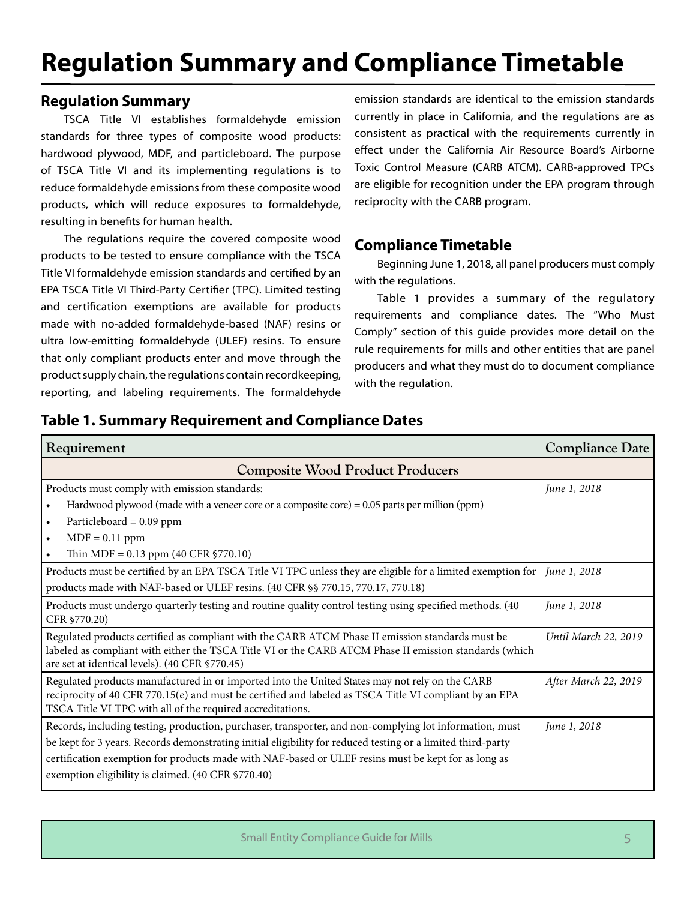# Regulation Summary and Compliance Timetable

## Regulation Summary

TSCA Title VI establishes formaldehyde emission standards for three types of composite wood products: hardwood plywood, MDF, and particleboard. The purpose of TSCA Title VI and its implementing regulations is to reduce formaldehyde emissions from these composite wood products, which will reduce exposures to formaldehyde, resulting in benefits for human health.

The regulations require the covered composite wood products to be tested to ensure compliance with the TSCA Title VI formaldehyde emission standards and certified by an EPA TSCA Title VI Third-Party Certifier (TPC). Limited testing and certification exemptions are available for products made with no-added formaldehyde-based (NAF) resins or ultra low-emitting formaldehyde (ULEF) resins. To ensure that only compliant products enter and move through the product supply chain, the regulations contain recordkeeping, reporting, and labeling requirements. The formaldehyde emission standards are identical to the emission standards currently in place in California, and the regulations are as consistent as practical with the requirements currently in effect under the California Air Resource Board's Airborne Toxic Control Measure (CARB ATCM). CARB-approved TPCs are eligible for recognition under the EPA program through reciprocity with the CARB program.

## Compliance Timetable

Beginning June 1, 2018, all panel producers must comply with the regulations.

Table 1 provides a summary of the regulatory requirements and compliance dates. The "Who Must Comply" section of this guide provides more detail on the rule requirements for mills and other entities that are panel producers and what they must do to document compliance with the regulation.

### Table 1. Summary Requirement and Compliance Dates

| Requirement | Compliance Date |
|---|---|
| **Composite Wood Product Producers** | |
| Products must comply with emission standards:<br>• Hardwood plywood (made with a veneer core or a composite core) = 0.05 parts per million (ppm)<br>• Particleboard = 0.09 ppm<br>• MDF = 0.11 ppm<br>• Thin MDF = 0.13 ppm (40 CFR §770.10) | *June 1, 2018* |
| Products must be certified by an EPA TSCA Title VI TPC unless they are eligible for a limited exemption for products made with NAF-based or ULEF resins. (40 CFR §§ 770.15, 770.17, 770.18) | *June 1, 2018* |
| Products must undergo quarterly testing and routine quality control testing using specified methods. (40 CFR §770.20) | *June 1, 2018* |
| Regulated products certified as compliant with the CARB ATCM Phase II emission standards must be labeled as compliant with either the TSCA Title VI or the CARB ATCM Phase II emission standards (which are set at identical levels). (40 CFR §770.45) | *Until March 22, 2019* |
| Regulated products manufactured in or imported into the United States may not rely on the CARB reciprocity of 40 CFR 770.15(e) and must be certified and labeled as TSCA Title VI compliant by an EPA TSCA Title VI TPC with all of the required accreditations. | *After March 22, 2019* |
| Records, including testing, production, purchaser, transporter, and non-complying lot information, must be kept for 3 years. Records demonstrating initial eligibility for reduced testing or a limited third-party certification exemption for products made with NAF-based or ULEF resins must be kept for as long as exemption eligibility is claimed. (40 CFR §770.40) | *June 1, 2018* |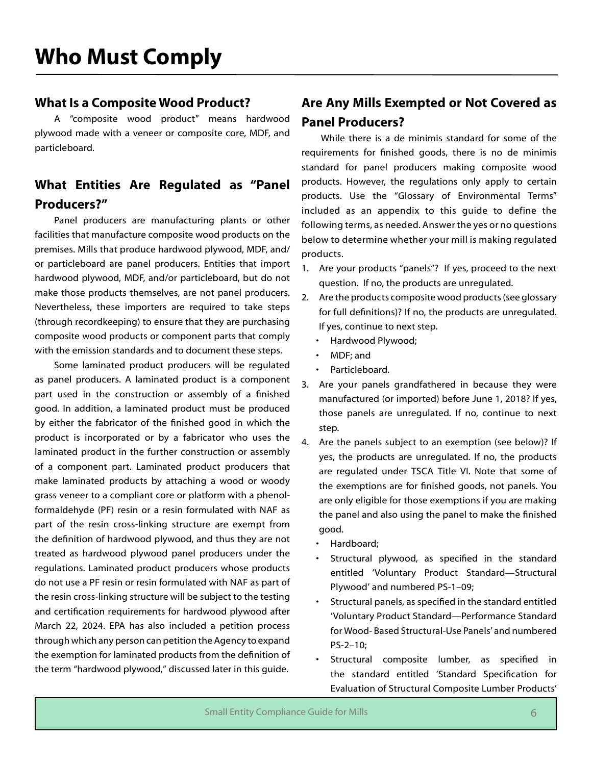# Who Must Comply

## What Is a Composite Wood Product?

A "composite wood product" means hardwood plywood made with a veneer or composite core, MDF, and particleboard.

## What Entities Are Regulated as "Panel Producers?"

Panel producers are manufacturing plants or other facilities that manufacture composite wood products on the premises. Mills that produce hardwood plywood, MDF, and/or particleboard are panel producers. Entities that import hardwood plywood, MDF, and/or particleboard, but do not make those products themselves, are not panel producers. Nevertheless, these importers are required to take steps (through recordkeeping) to ensure that they are purchasing composite wood products or component parts that comply with the emission standards and to document these steps.

Some laminated product producers will be regulated as panel producers. A laminated product is a component part used in the construction or assembly of a finished good. In addition, a laminated product must be produced by either the fabricator of the finished good in which the product is incorporated or by a fabricator who uses the laminated product in the further construction or assembly of a component part. Laminated product producers that make laminated products by attaching a wood or woody grass veneer to a compliant core or platform with a phenol-formaldehyde (PF) resin or a resin formulated with NAF as part of the resin cross-linking structure are exempt from the definition of hardwood plywood, and thus they are not treated as hardwood plywood panel producers under the regulations. Laminated product producers whose products do not use a PF resin or resin formulated with NAF as part of the resin cross-linking structure will be subject to the testing and certification requirements for hardwood plywood after March 22, 2024. EPA has also included a petition process through which any person can petition the Agency to expand the exemption for laminated products from the definition of the term "hardwood plywood," discussed later in this guide.

## Are Any Mills Exempted or Not Covered as Panel Producers?

While there is a de minimis standard for some of the requirements for finished goods, there is no de minimis standard for panel producers making composite wood products. However, the regulations only apply to certain products. Use the "Glossary of Environmental Terms" included as an appendix to this guide to define the following terms, as needed. Answer the yes or no questions below to determine whether your mill is making regulated products.

1. Are your products "panels"? If yes, proceed to the next question. If no, the products are unregulated.
2. Are the products composite wood products (see glossary for full definitions)? If no, the products are unregulated. If yes, continue to next step.
   - Hardwood Plywood;
   - MDF; and
   - Particleboard.
3. Are your panels grandfathered in because they were manufactured (or imported) before June 1, 2018? If yes, those panels are unregulated. If no, continue to next step.
4. Are the panels subject to an exemption (see below)? If yes, the products are unregulated. If no, the products are regulated under TSCA Title VI. Note that some of the exemptions are for finished goods, not panels. You are only eligible for those exemptions if you are making the panel and also using the panel to make the finished good.
   - Hardboard;
   - Structural plywood, as specified in the standard entitled 'Voluntary Product Standard—Structural Plywood' and numbered PS-1–09;
   - Structural panels, as specified in the standard entitled 'Voluntary Product Standard—Performance Standard for Wood- Based Structural-Use Panels' and numbered PS-2–10;
   - Structural composite lumber, as specified in the standard entitled 'Standard Specification for Evaluation of Structural Composite Lumber Products'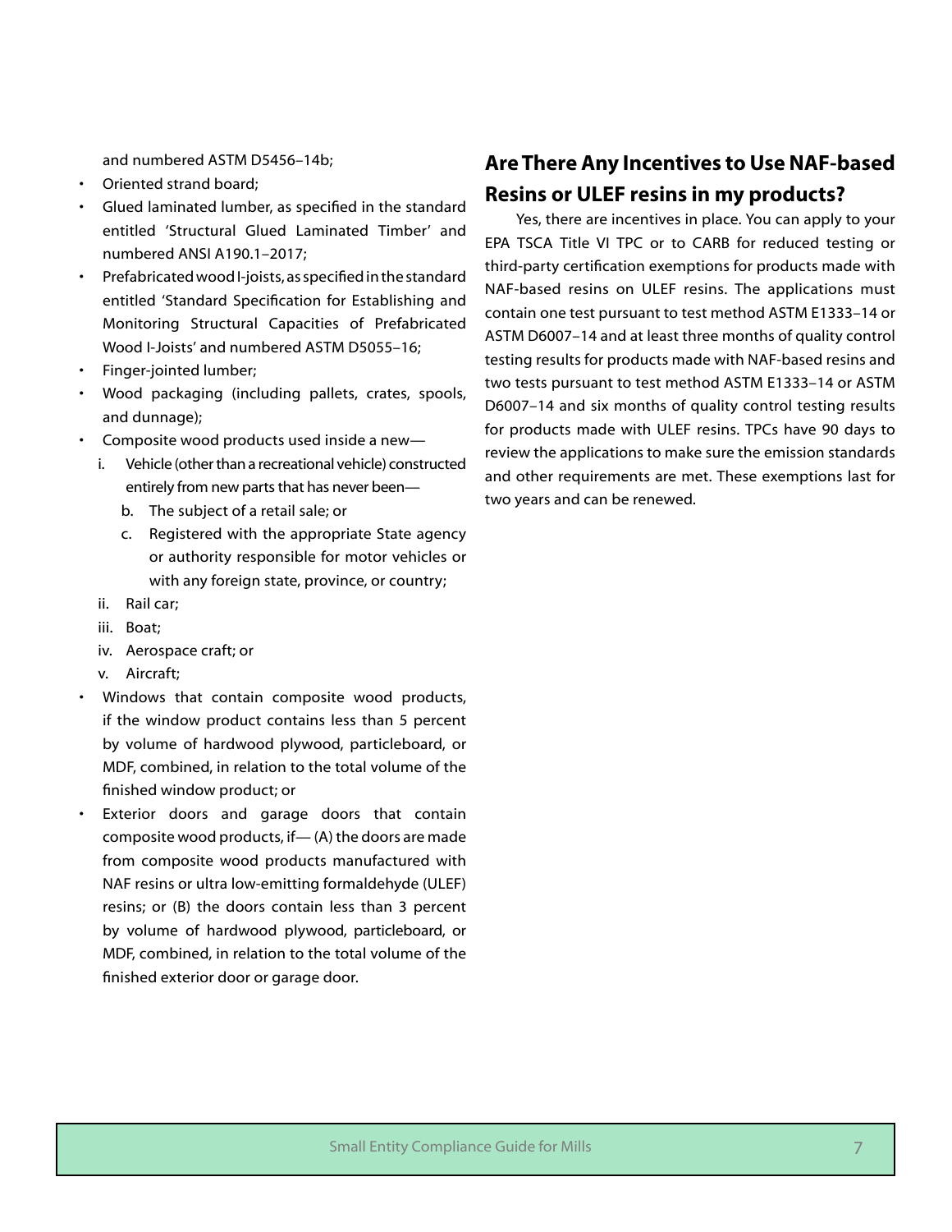and numbered ASTM D5456–14b;

- Oriented strand board;
- Glued laminated lumber, as specified in the standard entitled 'Structural Glued Laminated Timber' and numbered ANSI A190.1–2017;
- Prefabricated wood I-joists, as specified in the standard entitled 'Standard Specification for Establishing and Monitoring Structural Capacities of Prefabricated Wood I-Joists' and numbered ASTM D5055–16;
- Finger-jointed lumber;
- Wood packaging (including pallets, crates, spools, and dunnage);
- Composite wood products used inside a new—
  - i. Vehicle (other than a recreational vehicle) constructed entirely from new parts that has never been—
    - b. The subject of a retail sale; or
    - c. Registered with the appropriate State agency or authority responsible for motor vehicles or with any foreign state, province, or country;
  - ii. Rail car;
  - iii. Boat;
  - iv. Aerospace craft; or
  - v. Aircraft;
- Windows that contain composite wood products, if the window product contains less than 5 percent by volume of hardwood plywood, particleboard, or MDF, combined, in relation to the total volume of the finished window product; or
- Exterior doors and garage doors that contain composite wood products, if— (A) the doors are made from composite wood products manufactured with NAF resins or ultra low-emitting formaldehyde (ULEF) resins; or (B) the doors contain less than 3 percent by volume of hardwood plywood, particleboard, or MDF, combined, in relation to the total volume of the finished exterior door or garage door.

## Are There Any Incentives to Use NAF-based Resins or ULEF resins in my products?

Yes, there are incentives in place. You can apply to your EPA TSCA Title VI TPC or to CARB for reduced testing or third-party certification exemptions for products made with NAF-based resins on ULEF resins. The applications must contain one test pursuant to test method ASTM E1333–14 or ASTM D6007–14 and at least three months of quality control testing results for products made with NAF-based resins and two tests pursuant to test method ASTM E1333–14 or ASTM D6007–14 and six months of quality control testing results for products made with ULEF resins. TPCs have 90 days to review the applications to make sure the emission standards and other requirements are met. These exemptions last for two years and can be renewed.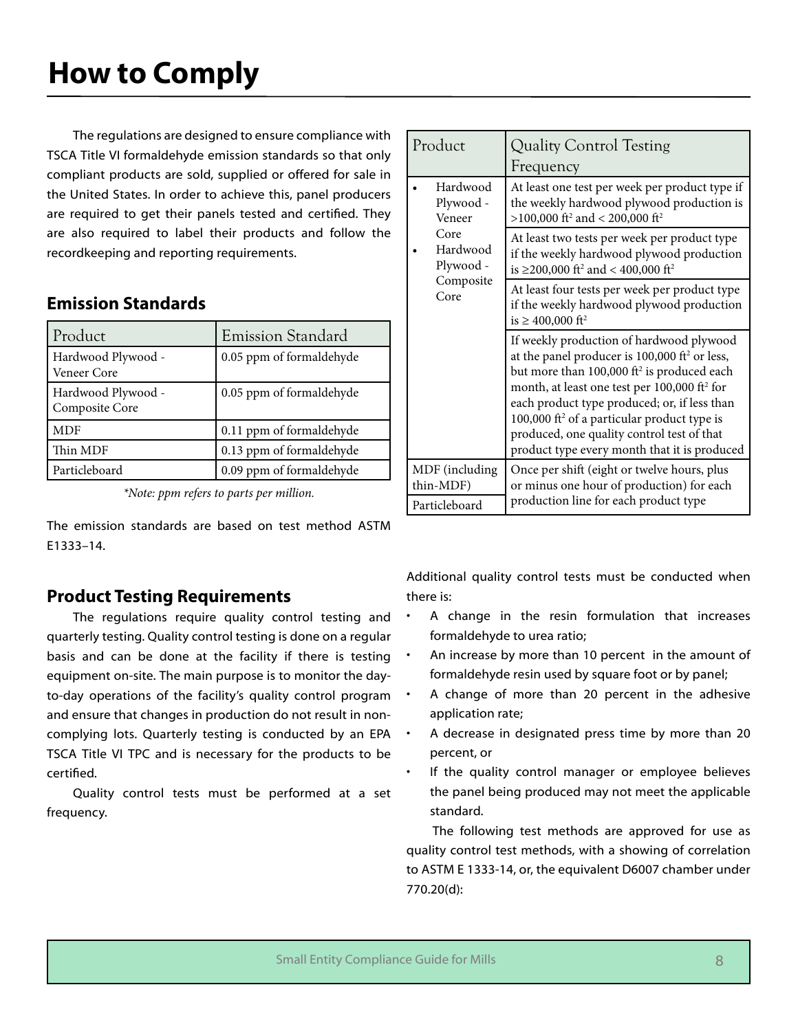# How to Comply

The regulations are designed to ensure compliance with TSCA Title VI formaldehyde emission standards so that only compliant products are sold, supplied or offered for sale in the United States. In order to achieve this, panel producers are required to get their panels tested and certified. They are also required to label their products and follow the recordkeeping and reporting requirements.

## Emission Standards

| Product | Emission Standard |
| --- | --- |
| Hardwood Plywood - Veneer Core | 0.05 ppm of formaldehyde |
| Hardwood Plywood - Composite Core | 0.05 ppm of formaldehyde |
| MDF | 0.11 ppm of formaldehyde |
| Thin MDF | 0.13 ppm of formaldehyde |
| Particleboard | 0.09 ppm of formaldehyde |

*\*Note: ppm refers to parts per million.*

The emission standards are based on test method ASTM E1333–14.

## Product Testing Requirements

The regulations require quality control testing and quarterly testing. Quality control testing is done on a regular basis and can be done at the facility if there is testing equipment on-site. The main purpose is to monitor the day-to-day operations of the facility's quality control program and ensure that changes in production do not result in non-complying lots. Quarterly testing is conducted by an EPA TSCA Title VI TPC and is necessary for the products to be certified.

Quality control tests must be performed at a set frequency.

| Product | Quality Control Testing Frequency |
| --- | --- |
| • Hardwood Plywood - Veneer Core<br>• Hardwood Plywood - Composite Core | At least one test per week per product type if the weekly hardwood plywood production is >100,000 $ft^2$ and < 200,000 $ft^2$ |
| | At least two tests per week per product type if the weekly hardwood plywood production is ≥200,000 $ft^2$ and < 400,000 $ft^2$ |
| | At least four tests per week per product type if the weekly hardwood plywood production is ≥ 400,000 $ft^2$ |
| | If weekly production of hardwood plywood at the panel producer is 100,000 $ft^2$ or less, but more than 100,000 $ft^2$ is produced each month, at least one test per 100,000 $ft^2$ for each product type produced; or, if less than 100,000 $ft^2$ of a particular product type is produced, one quality control test of that product type every month that it is produced |
| MDF (including thin-MDF) | Once per shift (eight or twelve hours, plus or minus one hour of production) for each production line for each product type |
| Particleboard | Once per shift (eight or twelve hours, plus or minus one hour of production) for each production line for each product type |

Additional quality control tests must be conducted when there is:

- A change in the resin formulation that increases formaldehyde to urea ratio;
- An increase by more than 10 percent in the amount of formaldehyde resin used by square foot or by panel;
- A change of more than 20 percent in the adhesive application rate;
- A decrease in designated press time by more than 20 percent, or
- If the quality control manager or employee believes the panel being produced may not meet the applicable standard.

The following test methods are approved for use as quality control test methods, with a showing of correlation to ASTM E 1333-14, or, the equivalent D6007 chamber under 770.20(d):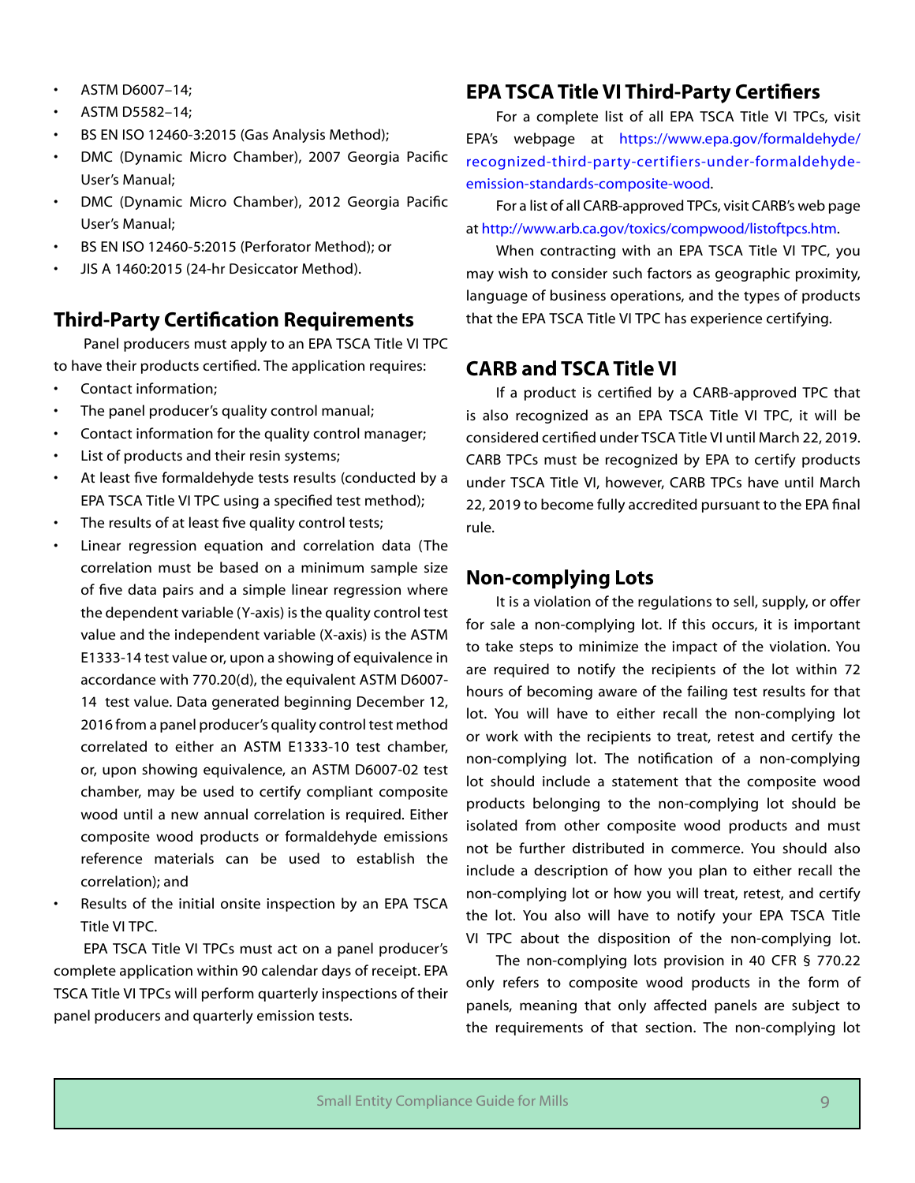- ASTM D6007–14;
- ASTM D5582–14;
- BS EN ISO 12460-3:2015 (Gas Analysis Method);
- DMC (Dynamic Micro Chamber), 2007 Georgia Pacific User's Manual;
- DMC (Dynamic Micro Chamber), 2012 Georgia Pacific User's Manual;
- BS EN ISO 12460-5:2015 (Perforator Method); or
- JIS A 1460:2015 (24-hr Desiccator Method).

## Third-Party Certification Requirements

Panel producers must apply to an EPA TSCA Title VI TPC to have their products certified. The application requires:

- Contact information;
- The panel producer's quality control manual;
- Contact information for the quality control manager;
- List of products and their resin systems;
- At least five formaldehyde tests results (conducted by a EPA TSCA Title VI TPC using a specified test method);
- The results of at least five quality control tests;
- Linear regression equation and correlation data (The correlation must be based on a minimum sample size of five data pairs and a simple linear regression where the dependent variable (Y-axis) is the quality control test value and the independent variable (X-axis) is the ASTM E1333-14 test value or, upon a showing of equivalence in accordance with 770.20(d), the equivalent ASTM D6007-14 test value. Data generated beginning December 12, 2016 from a panel producer's quality control test method correlated to either an ASTM E1333-10 test chamber, or, upon showing equivalence, an ASTM D6007-02 test chamber, may be used to certify compliant composite wood until a new annual correlation is required. Either composite wood products or formaldehyde emissions reference materials can be used to establish the correlation); and
- Results of the initial onsite inspection by an EPA TSCA Title VI TPC.

EPA TSCA Title VI TPCs must act on a panel producer's complete application within 90 calendar days of receipt. EPA TSCA Title VI TPCs will perform quarterly inspections of their panel producers and quarterly emission tests.

## EPA TSCA Title VI Third-Party Certifiers

For a complete list of all EPA TSCA Title VI TPCs, visit EPA's webpage at https://www.epa.gov/formaldehyde/recognized-third-party-certifiers-under-formaldehyde-emission-standards-composite-wood.

For a list of all CARB-approved TPCs, visit CARB's web page at http://www.arb.ca.gov/toxics/compwood/listoftpcs.htm.

When contracting with an EPA TSCA Title VI TPC, you may wish to consider such factors as geographic proximity, language of business operations, and the types of products that the EPA TSCA Title VI TPC has experience certifying.

## CARB and TSCA Title VI

If a product is certified by a CARB-approved TPC that is also recognized as an EPA TSCA Title VI TPC, it will be considered certified under TSCA Title VI until March 22, 2019. CARB TPCs must be recognized by EPA to certify products under TSCA Title VI, however, CARB TPCs have until March 22, 2019 to become fully accredited pursuant to the EPA final rule.

## Non-complying Lots

It is a violation of the regulations to sell, supply, or offer for sale a non-complying lot. If this occurs, it is important to take steps to minimize the impact of the violation. You are required to notify the recipients of the lot within 72 hours of becoming aware of the failing test results for that lot. You will have to either recall the non-complying lot or work with the recipients to treat, retest and certify the non-complying lot. The notification of a non-complying lot should include a statement that the composite wood products belonging to the non-complying lot should be isolated from other composite wood products and must not be further distributed in commerce. You should also include a description of how you plan to either recall the non-complying lot or how you will treat, retest, and certify the lot. You also will have to notify your EPA TSCA Title VI TPC about the disposition of the non-complying lot.

The non-complying lots provision in 40 CFR § 770.22 only refers to composite wood products in the form of panels, meaning that only affected panels are subject to the requirements of that section. The non-complying lot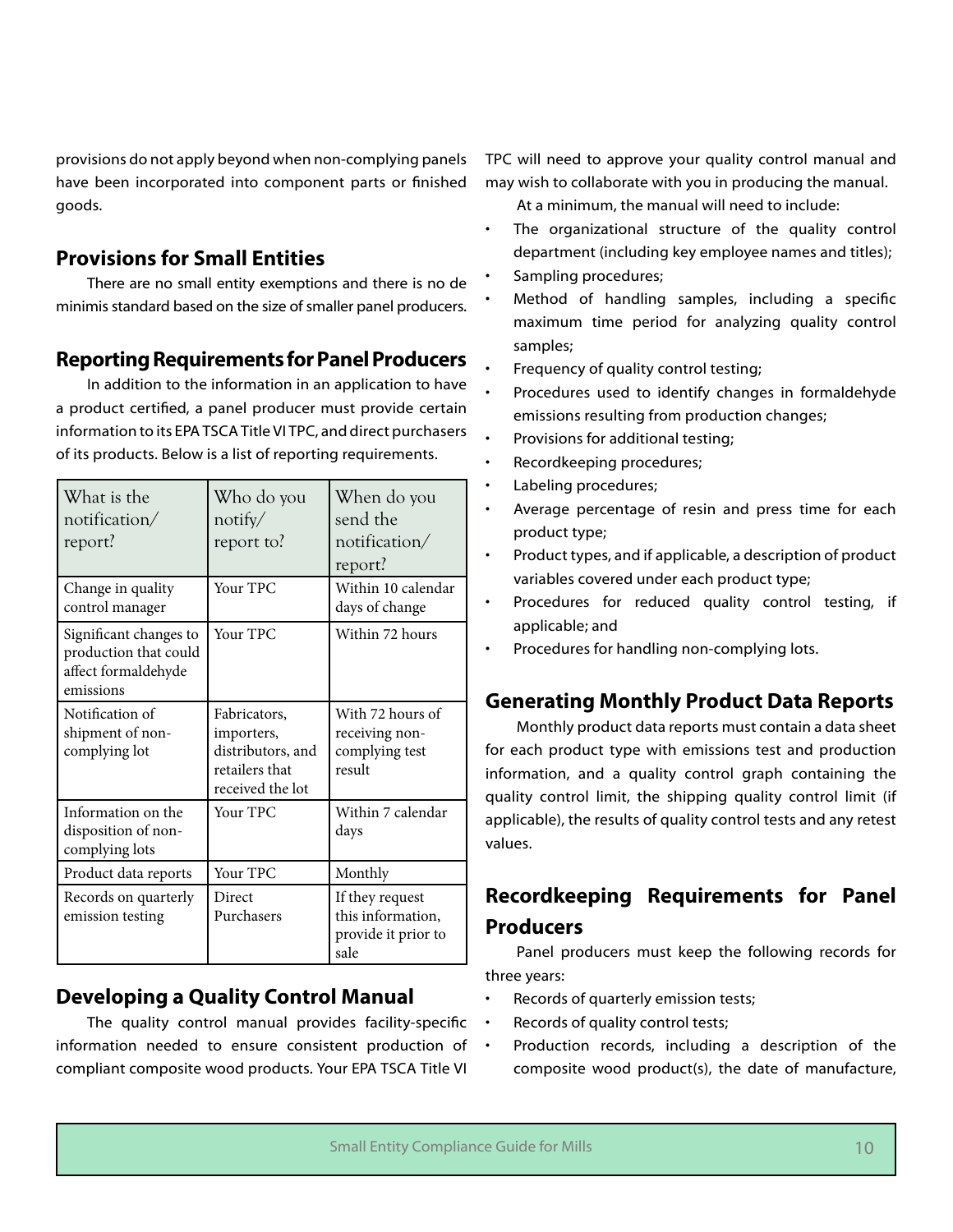provisions do not apply beyond when non-complying panels have been incorporated into component parts or finished goods.

## Provisions for Small Entities

There are no small entity exemptions and there is no de minimis standard based on the size of smaller panel producers.

## Reporting Requirements for Panel Producers

In addition to the information in an application to have a product certified, a panel producer must provide certain information to its EPA TSCA Title VI TPC, and direct purchasers of its products. Below is a list of reporting requirements.

| What is the notification/ report? | Who do you notify/ report to? | When do you send the notification/ report? |
|---|---|---|
| Change in quality control manager | Your TPC | Within 10 calendar days of change |
| Significant changes to production that could affect formaldehyde emissions | Your TPC | Within 72 hours |
| Notification of shipment of non-complying lot | Fabricators, importers, distributors, and retailers that received the lot | With 72 hours of receiving non-complying test result |
| Information on the disposition of non-complying lots | Your TPC | Within 7 calendar days |
| Product data reports | Your TPC | Monthly |
| Records on quarterly emission testing | Direct Purchasers | If they request this information, provide it prior to sale |

## Developing a Quality Control Manual

The quality control manual provides facility-specific information needed to ensure consistent production of compliant composite wood products. Your EPA TSCA Title VI TPC will need to approve your quality control manual and may wish to collaborate with you in producing the manual.

At a minimum, the manual will need to include:

- The organizational structure of the quality control department (including key employee names and titles);
- Sampling procedures;
- Method of handling samples, including a specific maximum time period for analyzing quality control samples;
- Frequency of quality control testing;
- Procedures used to identify changes in formaldehyde emissions resulting from production changes;
- Provisions for additional testing;
- Recordkeeping procedures;
- Labeling procedures;
- Average percentage of resin and press time for each product type;
- Product types, and if applicable, a description of product variables covered under each product type;
- Procedures for reduced quality control testing, if applicable; and
- Procedures for handling non-complying lots.

## Generating Monthly Product Data Reports

Monthly product data reports must contain a data sheet for each product type with emissions test and production information, and a quality control graph containing the quality control limit, the shipping quality control limit (if applicable), the results of quality control tests and any retest values.

## Recordkeeping Requirements for Panel Producers

Panel producers must keep the following records for three years:

- Records of quarterly emission tests;
- Records of quality control tests;
- Production records, including a description of the composite wood product(s), the date of manufacture,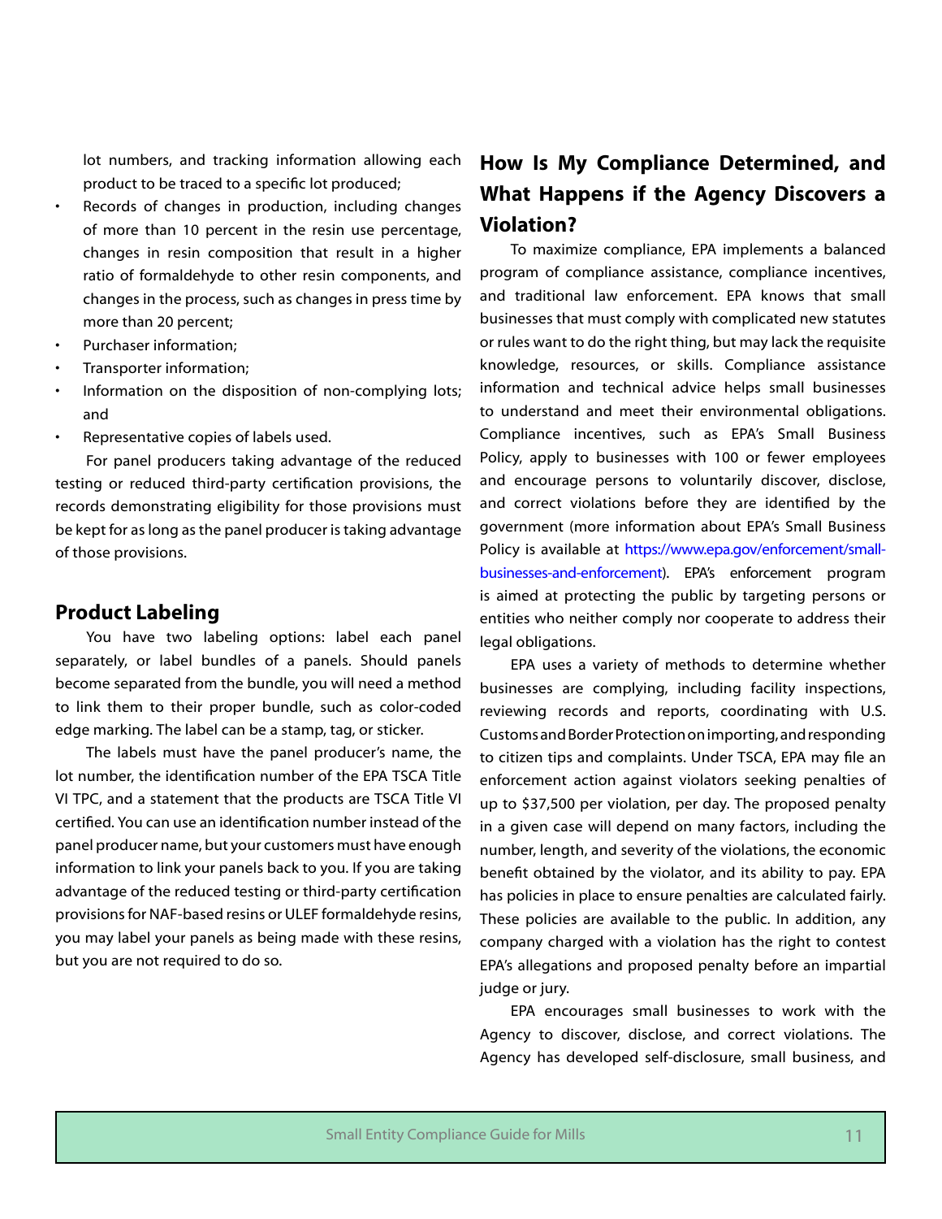lot numbers, and tracking information allowing each product to be traced to a specific lot produced;

- Records of changes in production, including changes of more than 10 percent in the resin use percentage, changes in resin composition that result in a higher ratio of formaldehyde to other resin components, and changes in the process, such as changes in press time by more than 20 percent;
- Purchaser information;
- Transporter information;
- Information on the disposition of non-complying lots; and
- Representative copies of labels used.

For panel producers taking advantage of the reduced testing or reduced third-party certification provisions, the records demonstrating eligibility for those provisions must be kept for as long as the panel producer is taking advantage of those provisions.

## Product Labeling

You have two labeling options: label each panel separately, or label bundles of a panels. Should panels become separated from the bundle, you will need a method to link them to their proper bundle, such as color-coded edge marking. The label can be a stamp, tag, or sticker.

The labels must have the panel producer's name, the lot number, the identification number of the EPA TSCA Title VI TPC, and a statement that the products are TSCA Title VI certified. You can use an identification number instead of the panel producer name, but your customers must have enough information to link your panels back to you. If you are taking advantage of the reduced testing or third-party certification provisions for NAF-based resins or ULEF formaldehyde resins, you may label your panels as being made with these resins, but you are not required to do so.

## How Is My Compliance Determined, and What Happens if the Agency Discovers a Violation?

To maximize compliance, EPA implements a balanced program of compliance assistance, compliance incentives, and traditional law enforcement. EPA knows that small businesses that must comply with complicated new statutes or rules want to do the right thing, but may lack the requisite knowledge, resources, or skills. Compliance assistance information and technical advice helps small businesses to understand and meet their environmental obligations. Compliance incentives, such as EPA's Small Business Policy, apply to businesses with 100 or fewer employees and encourage persons to voluntarily discover, disclose, and correct violations before they are identified by the government (more information about EPA's Small Business Policy is available at https://www.epa.gov/enforcement/small-businesses-and-enforcement). EPA's enforcement program is aimed at protecting the public by targeting persons or entities who neither comply nor cooperate to address their legal obligations.

EPA uses a variety of methods to determine whether businesses are complying, including facility inspections, reviewing records and reports, coordinating with U.S. Customs and Border Protection on importing, and responding to citizen tips and complaints. Under TSCA, EPA may file an enforcement action against violators seeking penalties of up to $37,500 per violation, per day. The proposed penalty in a given case will depend on many factors, including the number, length, and severity of the violations, the economic benefit obtained by the violator, and its ability to pay. EPA has policies in place to ensure penalties are calculated fairly. These policies are available to the public. In addition, any company charged with a violation has the right to contest EPA's allegations and proposed penalty before an impartial judge or jury.

EPA encourages small businesses to work with the Agency to discover, disclose, and correct violations. The Agency has developed self-disclosure, small business, and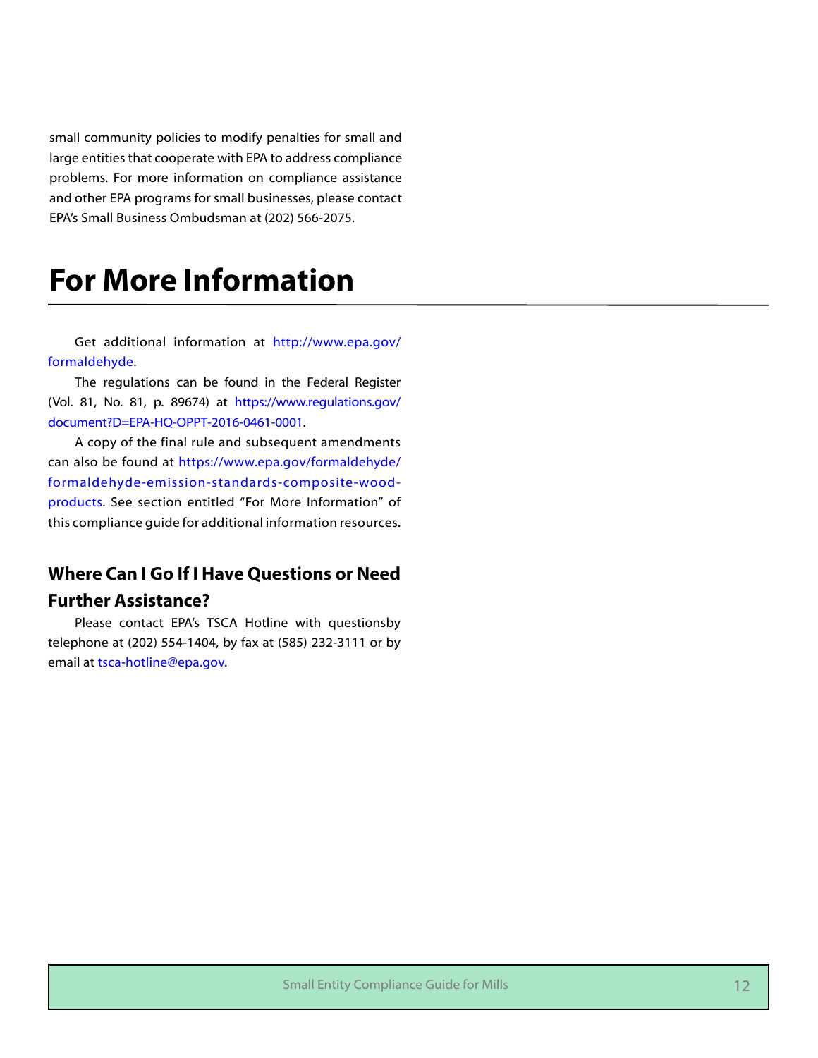small community policies to modify penalties for small and large entities that cooperate with EPA to address compliance problems. For more information on compliance assistance and other EPA programs for small businesses, please contact EPA's Small Business Ombudsman at (202) 566-2075.

# For More Information

Get additional information at http://www.epa.gov/formaldehyde.

The regulations can be found in the Federal Register (Vol. 81, No. 81, p. 89674) at https://www.regulations.gov/document?D=EPA-HQ-OPPT-2016-0461-0001.

A copy of the final rule and subsequent amendments can also be found at https://www.epa.gov/formaldehyde/formaldehyde-emission-standards-composite-wood-products. See section entitled "For More Information" of this compliance guide for additional information resources.

## Where Can I Go If I Have Questions or Need Further Assistance?

Please contact EPA's TSCA Hotline with questionsby telephone at (202) 554-1404, by fax at (585) 232-3111 or by email at tsca-hotline@epa.gov.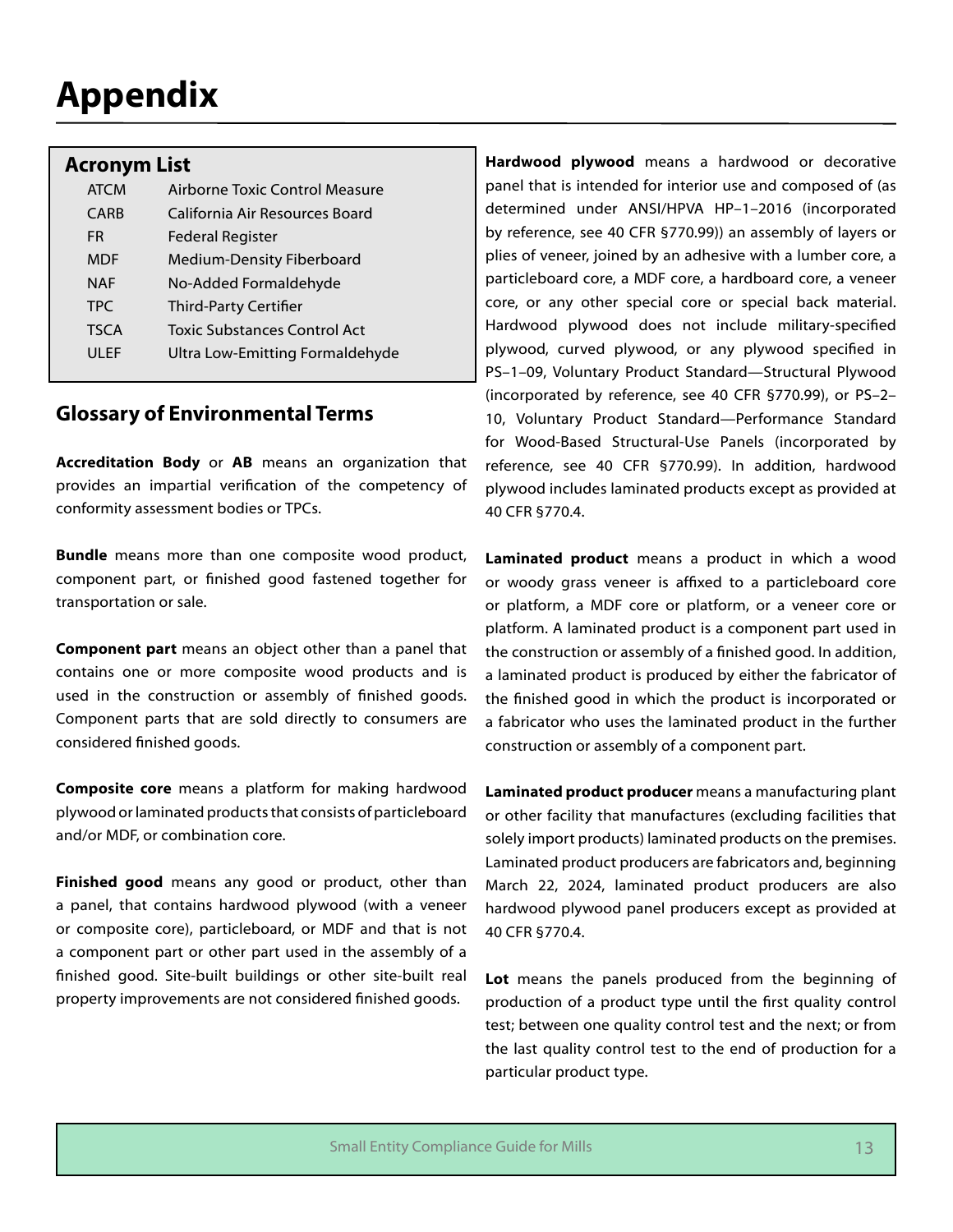# Appendix

## Acronym List

| | |
|---|---|
| ATCM | Airborne Toxic Control Measure |
| CARB | California Air Resources Board |
| FR | Federal Register |
| MDF | Medium-Density Fiberboard |
| NAF | No-Added Formaldehyde |
| TPC | Third-Party Certifier |
| TSCA | Toxic Substances Control Act |
| ULEF | Ultra Low-Emitting Formaldehyde |

## Glossary of Environmental Terms

**Accreditation Body** or **AB** means an organization that provides an impartial verification of the competency of conformity assessment bodies or TPCs.

**Bundle** means more than one composite wood product, component part, or finished good fastened together for transportation or sale.

**Component part** means an object other than a panel that contains one or more composite wood products and is used in the construction or assembly of finished goods. Component parts that are sold directly to consumers are considered finished goods.

**Composite core** means a platform for making hardwood plywood or laminated products that consists of particleboard and/or MDF, or combination core.

**Finished good** means any good or product, other than a panel, that contains hardwood plywood (with a veneer or composite core), particleboard, or MDF and that is not a component part or other part used in the assembly of a finished good. Site-built buildings or other site-built real property improvements are not considered finished goods.

**Hardwood plywood** means a hardwood or decorative panel that is intended for interior use and composed of (as determined under ANSI/HPVA HP–1–2016 (incorporated by reference, see 40 CFR §770.99)) an assembly of layers or plies of veneer, joined by an adhesive with a lumber core, a particleboard core, a MDF core, a hardboard core, a veneer core, or any other special core or special back material. Hardwood plywood does not include military-specified plywood, curved plywood, or any plywood specified in PS–1–09, Voluntary Product Standard—Structural Plywood (incorporated by reference, see 40 CFR §770.99), or PS–2–10, Voluntary Product Standard—Performance Standard for Wood-Based Structural-Use Panels (incorporated by reference, see 40 CFR §770.99). In addition, hardwood plywood includes laminated products except as provided at 40 CFR §770.4.

**Laminated product** means a product in which a wood or woody grass veneer is affixed to a particleboard core or platform, a MDF core or platform, or a veneer core or platform. A laminated product is a component part used in the construction or assembly of a finished good. In addition, a laminated product is produced by either the fabricator of the finished good in which the product is incorporated or a fabricator who uses the laminated product in the further construction or assembly of a component part.

**Laminated product producer** means a manufacturing plant or other facility that manufactures (excluding facilities that solely import products) laminated products on the premises. Laminated product producers are fabricators and, beginning March 22, 2024, laminated product producers are also hardwood plywood panel producers except as provided at 40 CFR §770.4.

**Lot** means the panels produced from the beginning of production of a product type until the first quality control test; between one quality control test and the next; or from the last quality control test to the end of production for a particular product type.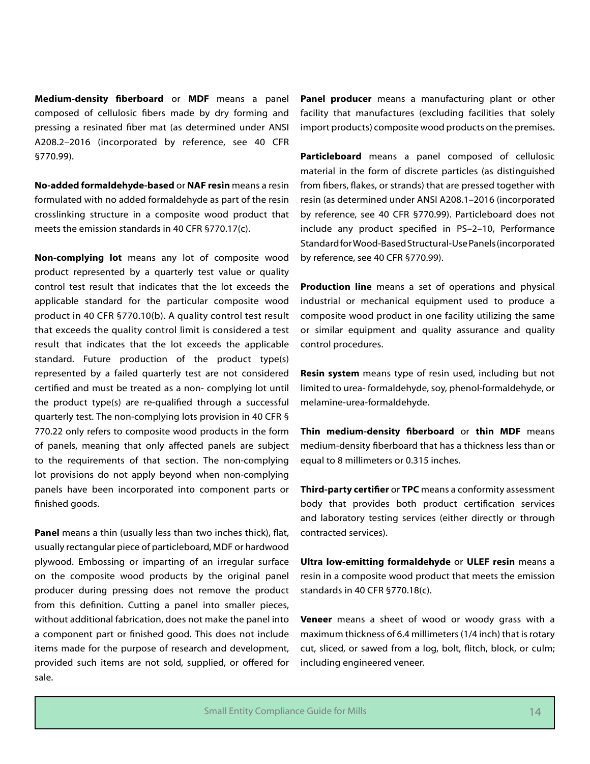**Medium-density fiberboard** or **MDF** means a panel composed of cellulosic fibers made by dry forming and pressing a resinated fiber mat (as determined under ANSI A208.2–2016 (incorporated by reference, see 40 CFR §770.99).

**No-added formaldehyde-based** or **NAF resin** means a resin formulated with no added formaldehyde as part of the resin crosslinking structure in a composite wood product that meets the emission standards in 40 CFR §770.17(c).

**Non-complying lot** means any lot of composite wood product represented by a quarterly test value or quality control test result that indicates that the lot exceeds the applicable standard for the particular composite wood product in 40 CFR §770.10(b). A quality control test result that exceeds the quality control limit is considered a test result that indicates that the lot exceeds the applicable standard. Future production of the product type(s) represented by a failed quarterly test are not considered certified and must be treated as a non- complying lot until the product type(s) are re-qualified through a successful quarterly test. The non-complying lots provision in 40 CFR § 770.22 only refers to composite wood products in the form of panels, meaning that only affected panels are subject to the requirements of that section. The non-complying lot provisions do not apply beyond when non-complying panels have been incorporated into component parts or finished goods.

**Panel** means a thin (usually less than two inches thick), flat, usually rectangular piece of particleboard, MDF or hardwood plywood. Embossing or imparting of an irregular surface on the composite wood products by the original panel producer during pressing does not remove the product from this definition. Cutting a panel into smaller pieces, without additional fabrication, does not make the panel into a component part or finished good. This does not include items made for the purpose of research and development, provided such items are not sold, supplied, or offered for sale.

**Panel producer** means a manufacturing plant or other facility that manufactures (excluding facilities that solely import products) composite wood products on the premises.

**Particleboard** means a panel composed of cellulosic material in the form of discrete particles (as distinguished from fibers, flakes, or strands) that are pressed together with resin (as determined under ANSI A208.1–2016 (incorporated by reference, see 40 CFR §770.99). Particleboard does not include any product specified in PS–2–10, Performance Standard for Wood-Based Structural-Use Panels (incorporated by reference, see 40 CFR §770.99).

**Production line** means a set of operations and physical industrial or mechanical equipment used to produce a composite wood product in one facility utilizing the same or similar equipment and quality assurance and quality control procedures.

**Resin system** means type of resin used, including but not limited to urea- formaldehyde, soy, phenol-formaldehyde, or melamine-urea-formaldehyde.

**Thin medium-density fiberboard** or **thin MDF** means medium-density fiberboard that has a thickness less than or equal to 8 millimeters or 0.315 inches.

**Third-party certifier** or **TPC** means a conformity assessment body that provides both product certification services and laboratory testing services (either directly or through contracted services).

**Ultra low-emitting formaldehyde** or **ULEF resin** means a resin in a composite wood product that meets the emission standards in 40 CFR §770.18(c).

**Veneer** means a sheet of wood or woody grass with a maximum thickness of 6.4 millimeters (1/4 inch) that is rotary cut, sliced, or sawed from a log, bolt, flitch, block, or culm; including engineered veneer.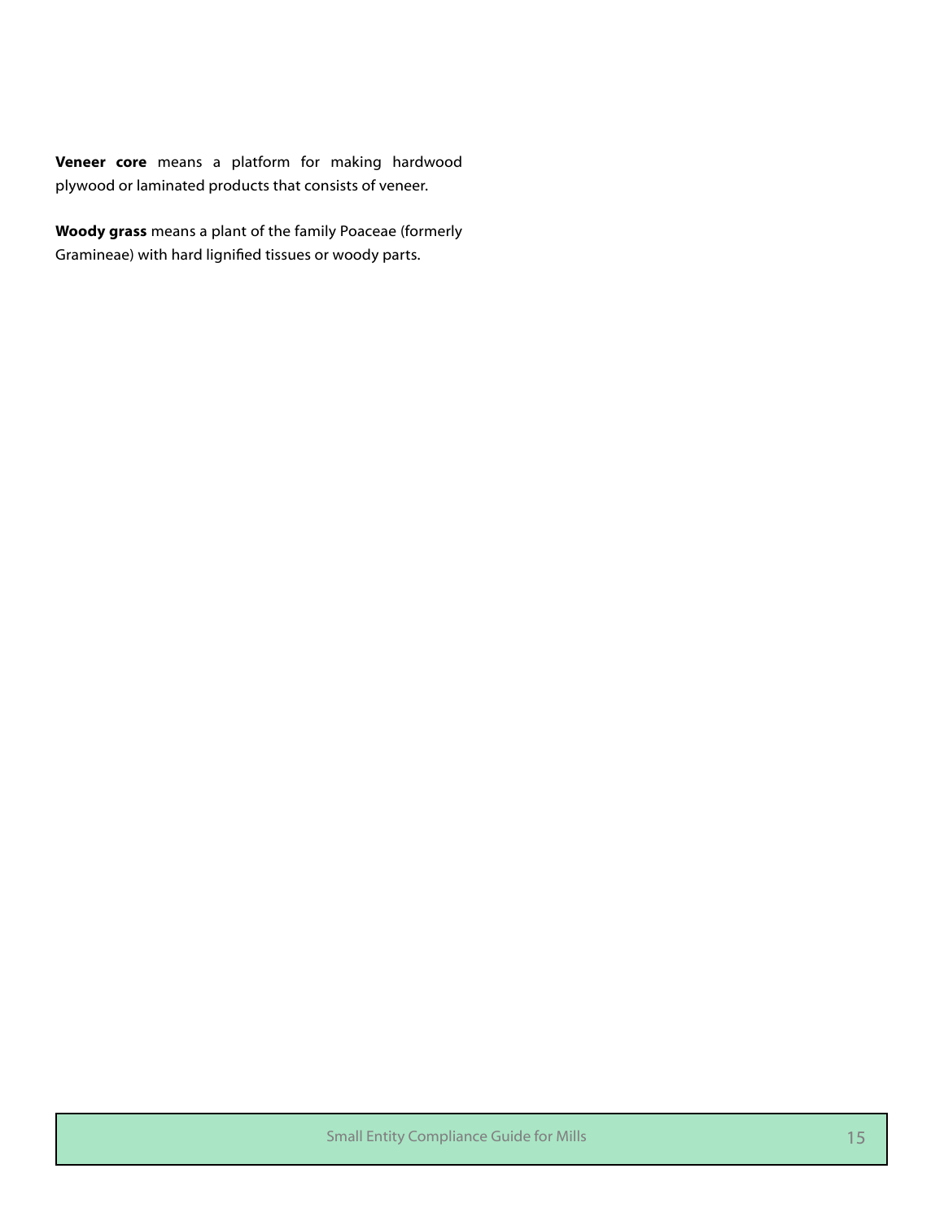**Veneer core** means a platform for making hardwood plywood or laminated products that consists of veneer.

**Woody grass** means a plant of the family Poaceae (formerly Gramineae) with hard lignified tissues or woody parts.